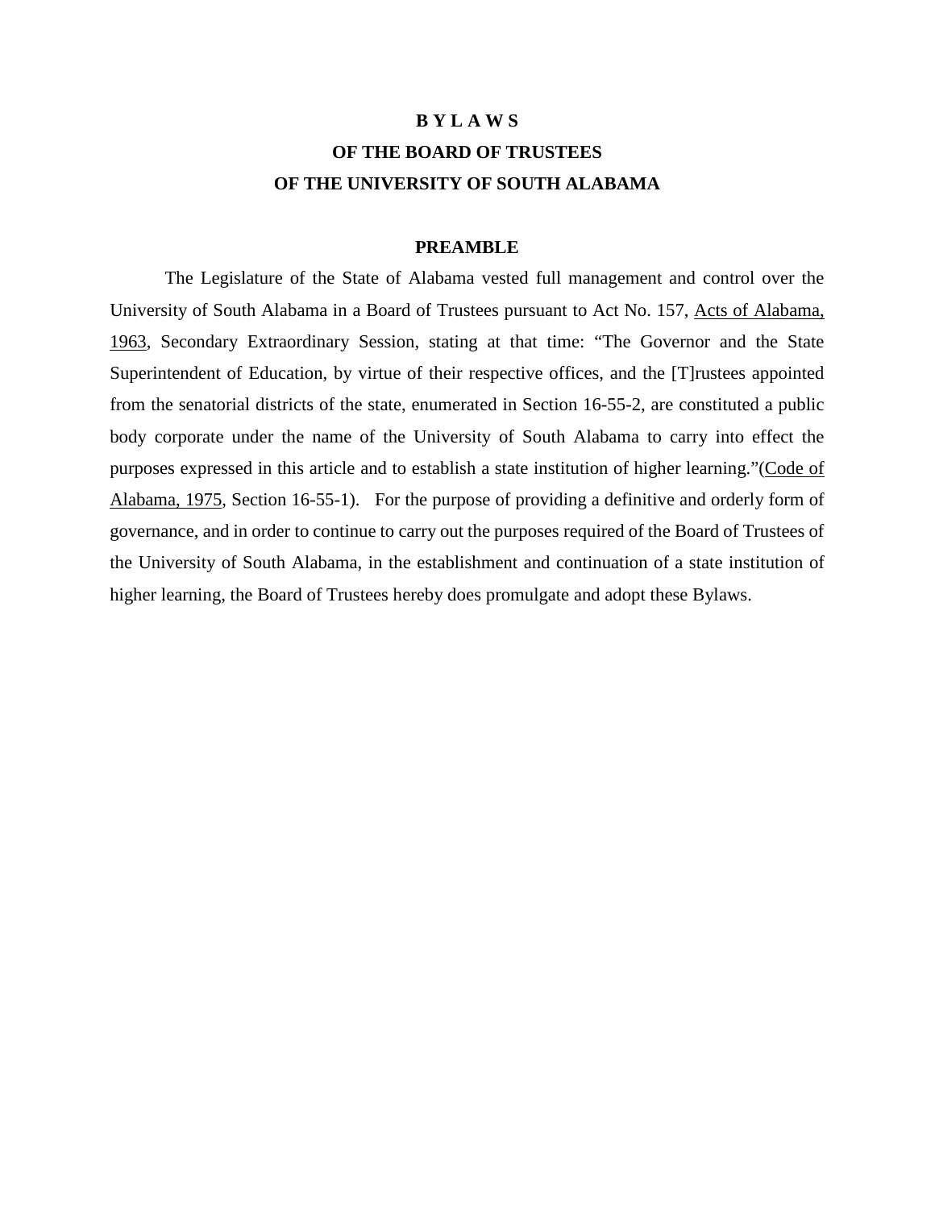# B Y L A W S
# OF THE BOARD OF TRUSTEES
# OF THE UNIVERSITY OF SOUTH ALABAMA

## PREAMBLE

The Legislature of the State of Alabama vested full management and control over the University of South Alabama in a Board of Trustees pursuant to Act No. 157, Acts of Alabama, 1963, Secondary Extraordinary Session, stating at that time: "The Governor and the State Superintendent of Education, by virtue of their respective offices, and the [T]rustees appointed from the senatorial districts of the state, enumerated in Section 16-55-2, are constituted a public body corporate under the name of the University of South Alabama to carry into effect the purposes expressed in this article and to establish a state institution of higher learning."(Code of Alabama, 1975, Section 16-55-1). For the purpose of providing a definitive and orderly form of governance, and in order to continue to carry out the purposes required of the Board of Trustees of the University of South Alabama, in the establishment and continuation of a state institution of higher learning, the Board of Trustees hereby does promulgate and adopt these Bylaws.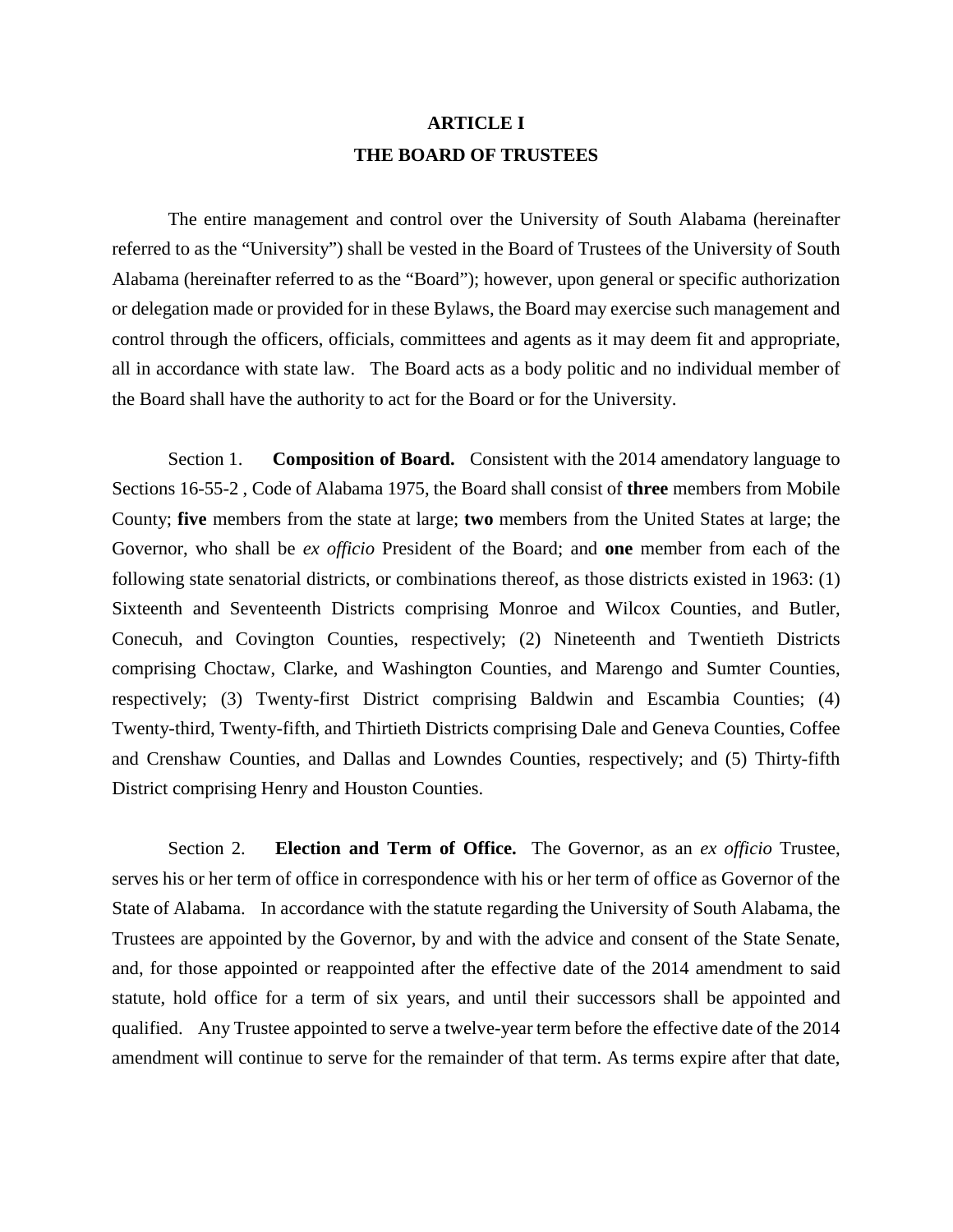# ARTICLE I
## THE BOARD OF TRUSTEES

The entire management and control over the University of South Alabama (hereinafter referred to as the "University") shall be vested in the Board of Trustees of the University of South Alabama (hereinafter referred to as the "Board"); however, upon general or specific authorization or delegation made or provided for in these Bylaws, the Board may exercise such management and control through the officers, officials, committees and agents as it may deem fit and appropriate, all in accordance with state law. The Board acts as a body politic and no individual member of the Board shall have the authority to act for the Board or for the University.

Section 1. **Composition of Board.** Consistent with the 2014 amendatory language to Sections 16-55-2 , Code of Alabama 1975, the Board shall consist of **three** members from Mobile County; **five** members from the state at large; **two** members from the United States at large; the Governor, who shall be *ex officio* President of the Board; and **one** member from each of the following state senatorial districts, or combinations thereof, as those districts existed in 1963: (1) Sixteenth and Seventeenth Districts comprising Monroe and Wilcox Counties, and Butler, Conecuh, and Covington Counties, respectively; (2) Nineteenth and Twentieth Districts comprising Choctaw, Clarke, and Washington Counties, and Marengo and Sumter Counties, respectively; (3) Twenty-first District comprising Baldwin and Escambia Counties; (4) Twenty-third, Twenty-fifth, and Thirtieth Districts comprising Dale and Geneva Counties, Coffee and Crenshaw Counties, and Dallas and Lowndes Counties, respectively; and (5) Thirty-fifth District comprising Henry and Houston Counties.

Section 2. **Election and Term of Office.** The Governor, as an *ex officio* Trustee, serves his or her term of office in correspondence with his or her term of office as Governor of the State of Alabama. In accordance with the statute regarding the University of South Alabama, the Trustees are appointed by the Governor, by and with the advice and consent of the State Senate, and, for those appointed or reappointed after the effective date of the 2014 amendment to said statute, hold office for a term of six years, and until their successors shall be appointed and qualified. Any Trustee appointed to serve a twelve-year term before the effective date of the 2014 amendment will continue to serve for the remainder of that term. As terms expire after that date,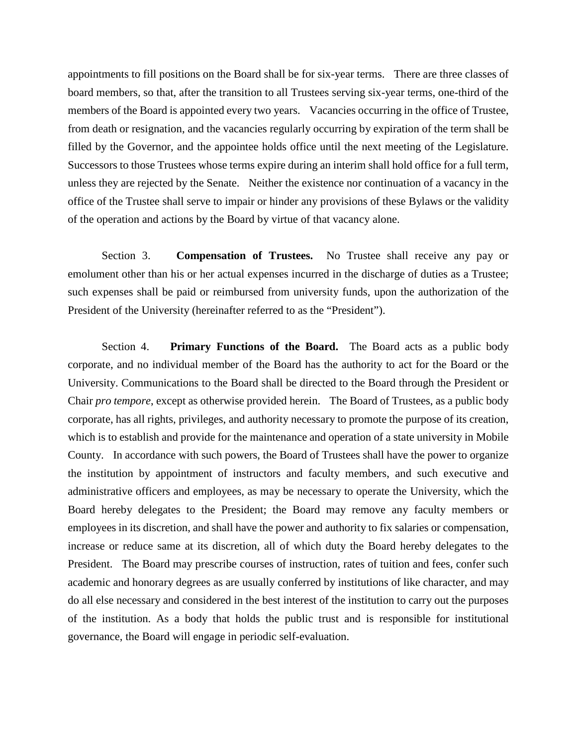appointments to fill positions on the Board shall be for six-year terms. There are three classes of board members, so that, after the transition to all Trustees serving six-year terms, one-third of the members of the Board is appointed every two years. Vacancies occurring in the office of Trustee, from death or resignation, and the vacancies regularly occurring by expiration of the term shall be filled by the Governor, and the appointee holds office until the next meeting of the Legislature. Successors to those Trustees whose terms expire during an interim shall hold office for a full term, unless they are rejected by the Senate. Neither the existence nor continuation of a vacancy in the office of the Trustee shall serve to impair or hinder any provisions of these Bylaws or the validity of the operation and actions by the Board by virtue of that vacancy alone.

Section 3. **Compensation of Trustees.** No Trustee shall receive any pay or emolument other than his or her actual expenses incurred in the discharge of duties as a Trustee; such expenses shall be paid or reimbursed from university funds, upon the authorization of the President of the University (hereinafter referred to as the "President").

Section 4. **Primary Functions of the Board.** The Board acts as a public body corporate, and no individual member of the Board has the authority to act for the Board or the University. Communications to the Board shall be directed to the Board through the President or Chair *pro tempore*, except as otherwise provided herein. The Board of Trustees, as a public body corporate, has all rights, privileges, and authority necessary to promote the purpose of its creation, which is to establish and provide for the maintenance and operation of a state university in Mobile County. In accordance with such powers, the Board of Trustees shall have the power to organize the institution by appointment of instructors and faculty members, and such executive and administrative officers and employees, as may be necessary to operate the University, which the Board hereby delegates to the President; the Board may remove any faculty members or employees in its discretion, and shall have the power and authority to fix salaries or compensation, increase or reduce same at its discretion, all of which duty the Board hereby delegates to the President. The Board may prescribe courses of instruction, rates of tuition and fees, confer such academic and honorary degrees as are usually conferred by institutions of like character, and may do all else necessary and considered in the best interest of the institution to carry out the purposes of the institution. As a body that holds the public trust and is responsible for institutional governance, the Board will engage in periodic self-evaluation.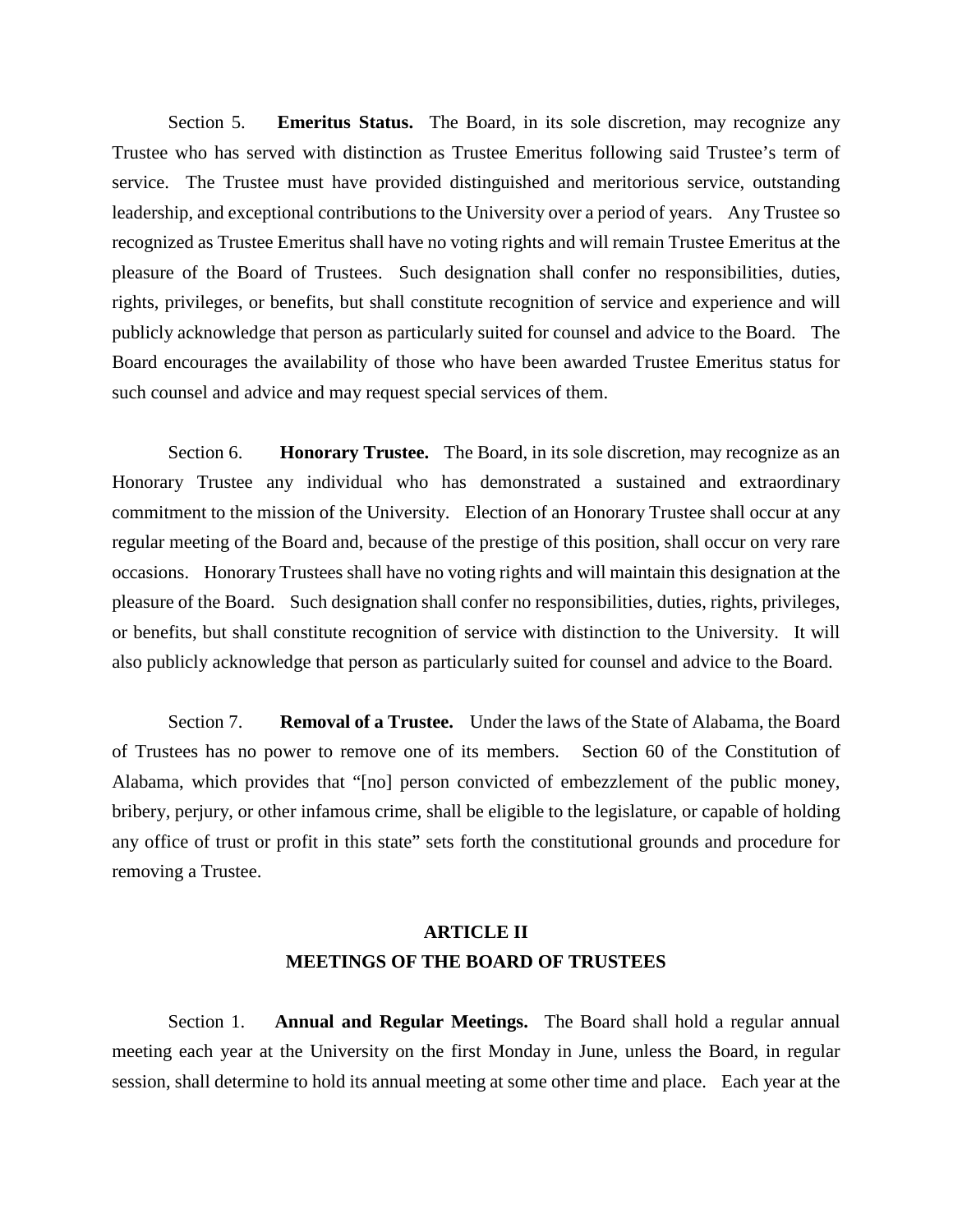Section 5. **Emeritus Status.** The Board, in its sole discretion, may recognize any Trustee who has served with distinction as Trustee Emeritus following said Trustee's term of service. The Trustee must have provided distinguished and meritorious service, outstanding leadership, and exceptional contributions to the University over a period of years. Any Trustee so recognized as Trustee Emeritus shall have no voting rights and will remain Trustee Emeritus at the pleasure of the Board of Trustees. Such designation shall confer no responsibilities, duties, rights, privileges, or benefits, but shall constitute recognition of service and experience and will publicly acknowledge that person as particularly suited for counsel and advice to the Board. The Board encourages the availability of those who have been awarded Trustee Emeritus status for such counsel and advice and may request special services of them.

Section 6. **Honorary Trustee.** The Board, in its sole discretion, may recognize as an Honorary Trustee any individual who has demonstrated a sustained and extraordinary commitment to the mission of the University. Election of an Honorary Trustee shall occur at any regular meeting of the Board and, because of the prestige of this position, shall occur on very rare occasions. Honorary Trustees shall have no voting rights and will maintain this designation at the pleasure of the Board. Such designation shall confer no responsibilities, duties, rights, privileges, or benefits, but shall constitute recognition of service with distinction to the University. It will also publicly acknowledge that person as particularly suited for counsel and advice to the Board.

Section 7. **Removal of a Trustee.** Under the laws of the State of Alabama, the Board of Trustees has no power to remove one of its members. Section 60 of the Constitution of Alabama, which provides that "[no] person convicted of embezzlement of the public money, bribery, perjury, or other infamous crime, shall be eligible to the legislature, or capable of holding any office of trust or profit in this state" sets forth the constitutional grounds and procedure for removing a Trustee.

## ARTICLE II
## MEETINGS OF THE BOARD OF TRUSTEES

Section 1. **Annual and Regular Meetings.** The Board shall hold a regular annual meeting each year at the University on the first Monday in June, unless the Board, in regular session, shall determine to hold its annual meeting at some other time and place. Each year at the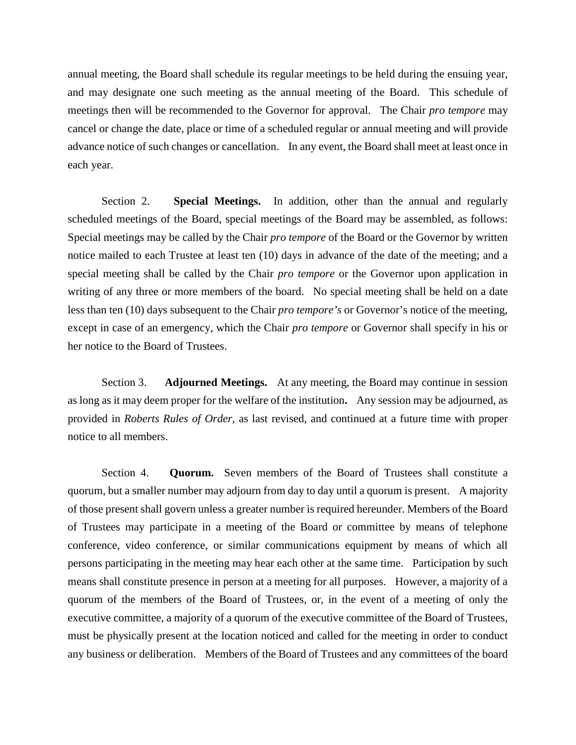annual meeting, the Board shall schedule its regular meetings to be held during the ensuing year, and may designate one such meeting as the annual meeting of the Board. This schedule of meetings then will be recommended to the Governor for approval. The Chair *pro tempore* may cancel or change the date, place or time of a scheduled regular or annual meeting and will provide advance notice of such changes or cancellation. In any event, the Board shall meet at least once in each year.

Section 2. **Special Meetings.** In addition, other than the annual and regularly scheduled meetings of the Board, special meetings of the Board may be assembled, as follows: Special meetings may be called by the Chair *pro tempore* of the Board or the Governor by written notice mailed to each Trustee at least ten (10) days in advance of the date of the meeting; and a special meeting shall be called by the Chair *pro tempore* or the Governor upon application in writing of any three or more members of the board. No special meeting shall be held on a date less than ten (10) days subsequent to the Chair *pro tempore's* or Governor's notice of the meeting, except in case of an emergency, which the Chair *pro tempore* or Governor shall specify in his or her notice to the Board of Trustees.

Section 3. **Adjourned Meetings.** At any meeting, the Board may continue in session as long as it may deem proper for the welfare of the institution**.** Any session may be adjourned, as provided in *Roberts Rules of Order*, as last revised, and continued at a future time with proper notice to all members.

Section 4. **Quorum.** Seven members of the Board of Trustees shall constitute a quorum, but a smaller number may adjourn from day to day until a quorum is present. A majority of those present shall govern unless a greater number is required hereunder. Members of the Board of Trustees may participate in a meeting of the Board or committee by means of telephone conference, video conference, or similar communications equipment by means of which all persons participating in the meeting may hear each other at the same time. Participation by such means shall constitute presence in person at a meeting for all purposes. However, a majority of a quorum of the members of the Board of Trustees, or, in the event of a meeting of only the executive committee, a majority of a quorum of the executive committee of the Board of Trustees, must be physically present at the location noticed and called for the meeting in order to conduct any business or deliberation. Members of the Board of Trustees and any committees of the board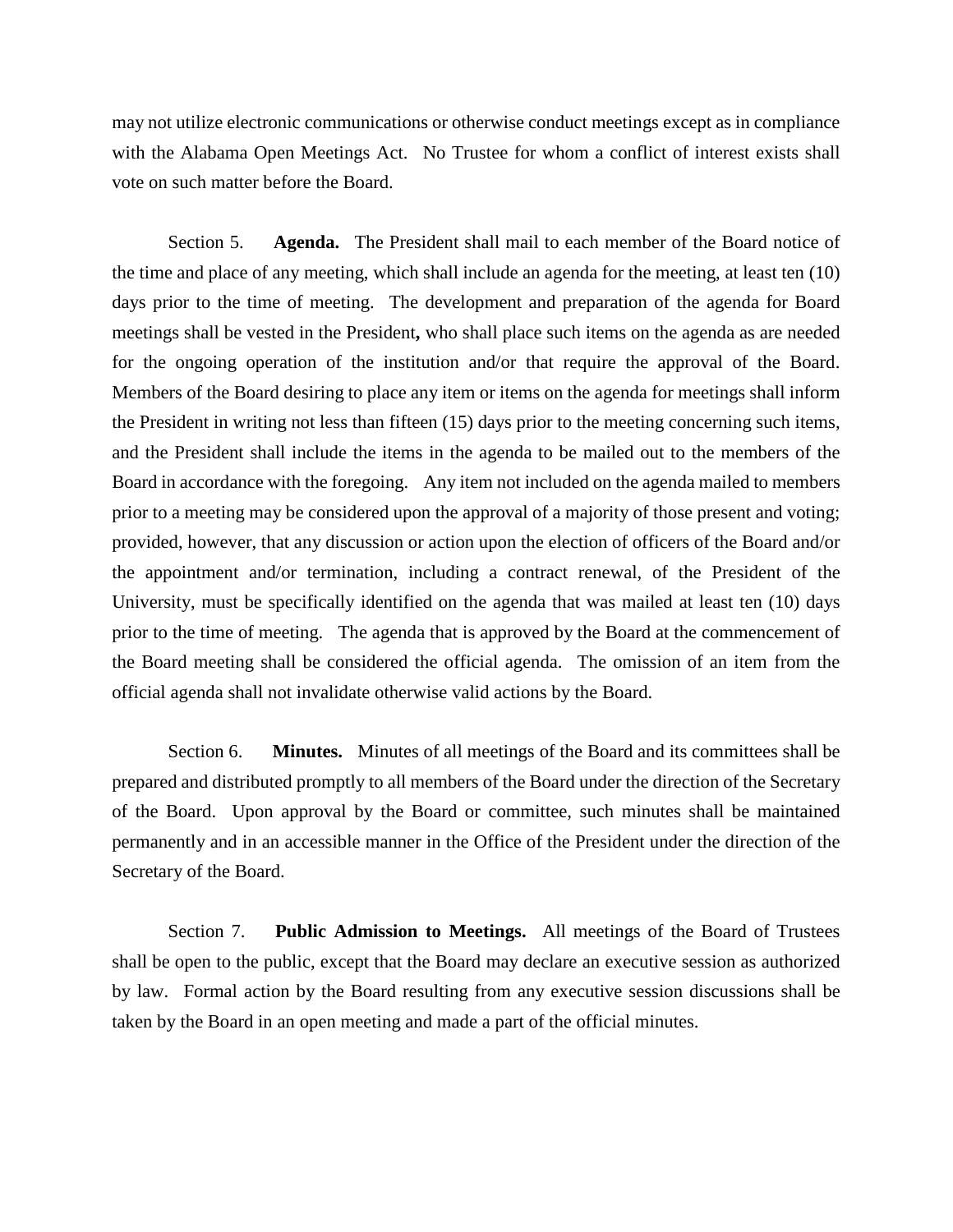may not utilize electronic communications or otherwise conduct meetings except as in compliance with the Alabama Open Meetings Act. No Trustee for whom a conflict of interest exists shall vote on such matter before the Board.

Section 5. **Agenda.** The President shall mail to each member of the Board notice of the time and place of any meeting, which shall include an agenda for the meeting, at least ten (10) days prior to the time of meeting. The development and preparation of the agenda for Board meetings shall be vested in the President**,** who shall place such items on the agenda as are needed for the ongoing operation of the institution and/or that require the approval of the Board. Members of the Board desiring to place any item or items on the agenda for meetings shall inform the President in writing not less than fifteen (15) days prior to the meeting concerning such items, and the President shall include the items in the agenda to be mailed out to the members of the Board in accordance with the foregoing. Any item not included on the agenda mailed to members prior to a meeting may be considered upon the approval of a majority of those present and voting; provided, however, that any discussion or action upon the election of officers of the Board and/or the appointment and/or termination, including a contract renewal, of the President of the University, must be specifically identified on the agenda that was mailed at least ten (10) days prior to the time of meeting. The agenda that is approved by the Board at the commencement of the Board meeting shall be considered the official agenda. The omission of an item from the official agenda shall not invalidate otherwise valid actions by the Board.

Section 6. **Minutes.** Minutes of all meetings of the Board and its committees shall be prepared and distributed promptly to all members of the Board under the direction of the Secretary of the Board. Upon approval by the Board or committee, such minutes shall be maintained permanently and in an accessible manner in the Office of the President under the direction of the Secretary of the Board.

Section 7. **Public Admission to Meetings.** All meetings of the Board of Trustees shall be open to the public, except that the Board may declare an executive session as authorized by law. Formal action by the Board resulting from any executive session discussions shall be taken by the Board in an open meeting and made a part of the official minutes.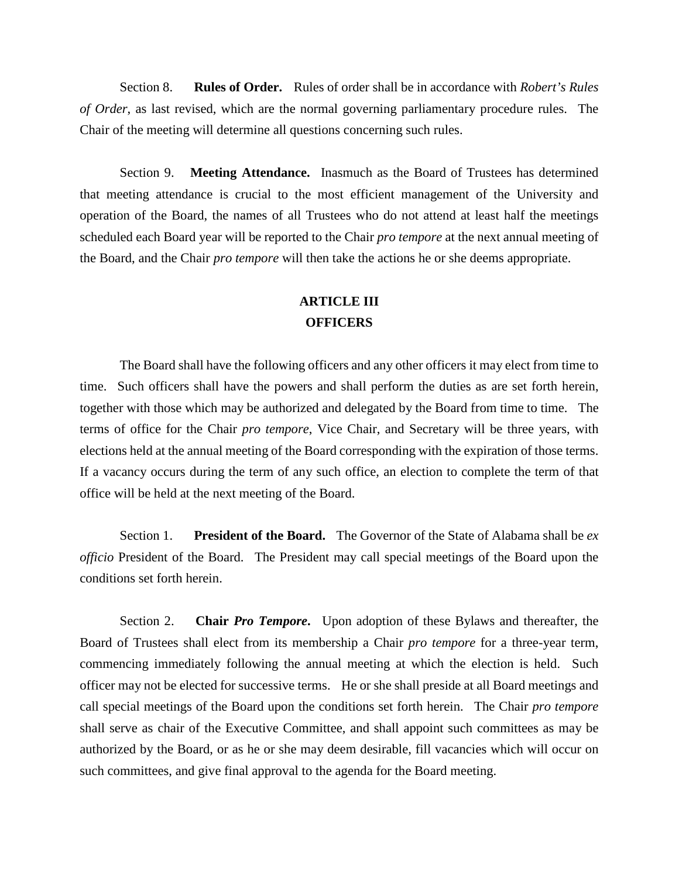Section 8. **Rules of Order.** Rules of order shall be in accordance with *Robert's Rules of Order*, as last revised, which are the normal governing parliamentary procedure rules. The Chair of the meeting will determine all questions concerning such rules.

Section 9. **Meeting Attendance.** Inasmuch as the Board of Trustees has determined that meeting attendance is crucial to the most efficient management of the University and operation of the Board, the names of all Trustees who do not attend at least half the meetings scheduled each Board year will be reported to the Chair *pro tempore* at the next annual meeting of the Board, and the Chair *pro tempore* will then take the actions he or she deems appropriate.

## ARTICLE III
## OFFICERS

The Board shall have the following officers and any other officers it may elect from time to time. Such officers shall have the powers and shall perform the duties as are set forth herein, together with those which may be authorized and delegated by the Board from time to time. The terms of office for the Chair *pro tempore*, Vice Chair, and Secretary will be three years, with elections held at the annual meeting of the Board corresponding with the expiration of those terms. If a vacancy occurs during the term of any such office, an election to complete the term of that office will be held at the next meeting of the Board.

Section 1. **President of the Board.** The Governor of the State of Alabama shall be *ex officio* President of the Board. The President may call special meetings of the Board upon the conditions set forth herein.

Section 2. **Chair *Pro Tempore*.** Upon adoption of these Bylaws and thereafter, the Board of Trustees shall elect from its membership a Chair *pro tempore* for a three-year term, commencing immediately following the annual meeting at which the election is held. Such officer may not be elected for successive terms. He or she shall preside at all Board meetings and call special meetings of the Board upon the conditions set forth herein. The Chair *pro tempore* shall serve as chair of the Executive Committee, and shall appoint such committees as may be authorized by the Board, or as he or she may deem desirable, fill vacancies which will occur on such committees, and give final approval to the agenda for the Board meeting.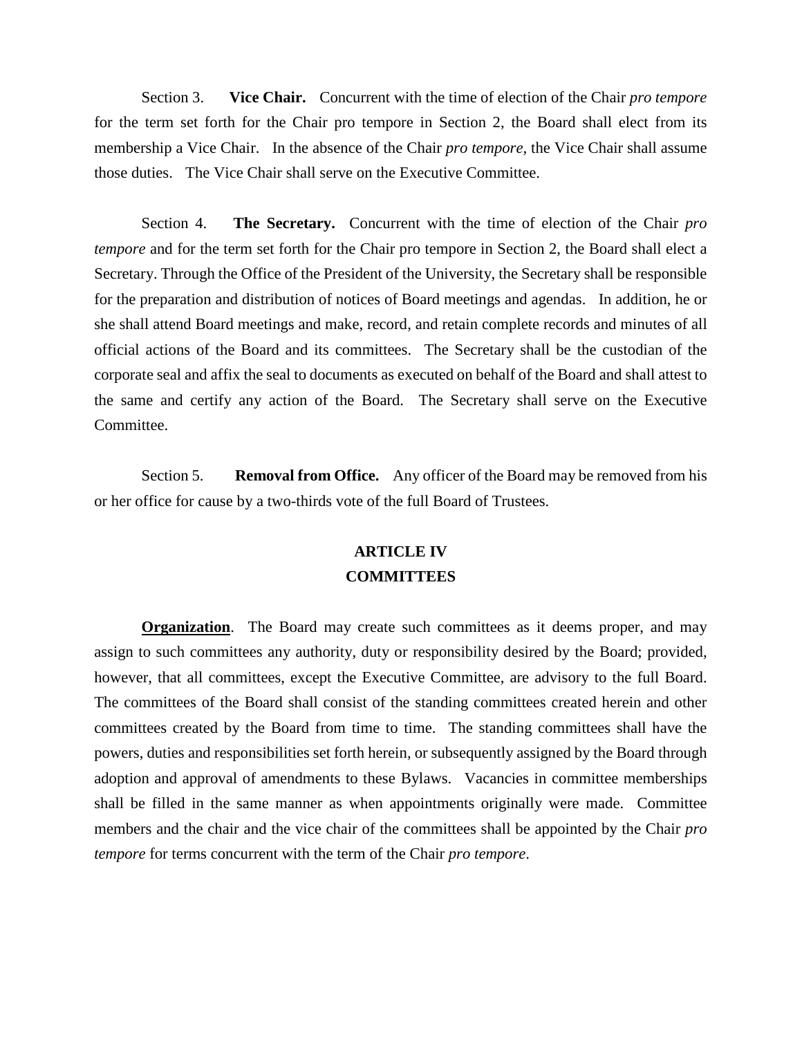Section 3. **Vice Chair.** Concurrent with the time of election of the Chair *pro tempore* for the term set forth for the Chair pro tempore in Section 2, the Board shall elect from its membership a Vice Chair. In the absence of the Chair *pro tempore*, the Vice Chair shall assume those duties. The Vice Chair shall serve on the Executive Committee.

Section 4. **The Secretary.** Concurrent with the time of election of the Chair *pro tempore* and for the term set forth for the Chair pro tempore in Section 2, the Board shall elect a Secretary. Through the Office of the President of the University, the Secretary shall be responsible for the preparation and distribution of notices of Board meetings and agendas. In addition, he or she shall attend Board meetings and make, record, and retain complete records and minutes of all official actions of the Board and its committees. The Secretary shall be the custodian of the corporate seal and affix the seal to documents as executed on behalf of the Board and shall attest to the same and certify any action of the Board. The Secretary shall serve on the Executive Committee.

Section 5. **Removal from Office.** Any officer of the Board may be removed from his or her office for cause by a two-thirds vote of the full Board of Trustees.

## ARTICLE IV
## COMMITTEES

**Organization**. The Board may create such committees as it deems proper, and may assign to such committees any authority, duty or responsibility desired by the Board; provided, however, that all committees, except the Executive Committee, are advisory to the full Board. The committees of the Board shall consist of the standing committees created herein and other committees created by the Board from time to time. The standing committees shall have the powers, duties and responsibilities set forth herein, or subsequently assigned by the Board through adoption and approval of amendments to these Bylaws. Vacancies in committee memberships shall be filled in the same manner as when appointments originally were made. Committee members and the chair and the vice chair of the committees shall be appointed by the Chair *pro tempore* for terms concurrent with the term of the Chair *pro tempore*.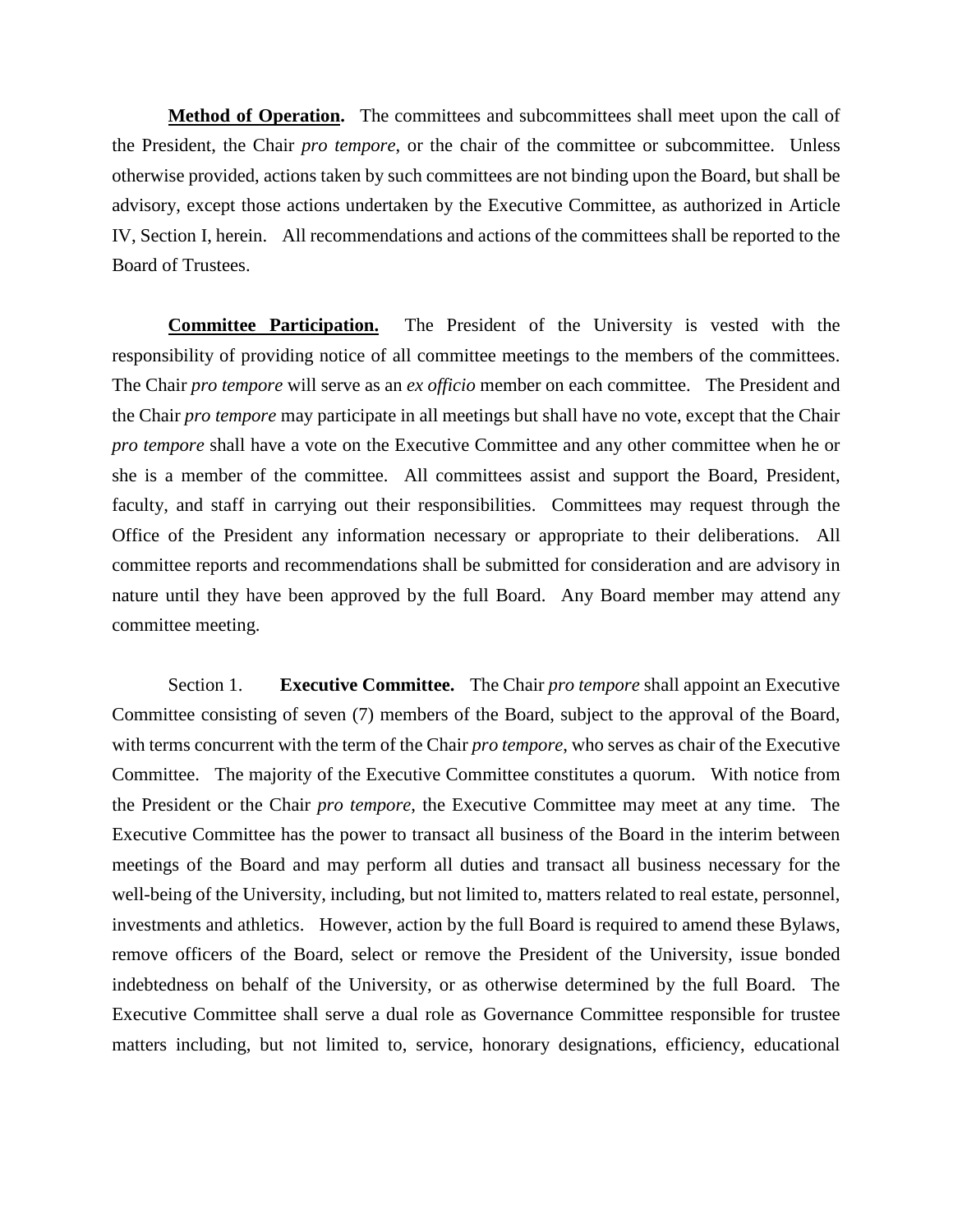**<u>Method of Operation</u>.** The committees and subcommittees shall meet upon the call of the President, the Chair *pro tempore*, or the chair of the committee or subcommittee. Unless otherwise provided, actions taken by such committees are not binding upon the Board, but shall be advisory, except those actions undertaken by the Executive Committee, as authorized in Article IV, Section I, herein. All recommendations and actions of the committees shall be reported to the Board of Trustees.

**<u>Committee Participation.</u>** The President of the University is vested with the responsibility of providing notice of all committee meetings to the members of the committees. The Chair *pro tempore* will serve as an *ex officio* member on each committee. The President and the Chair *pro tempore* may participate in all meetings but shall have no vote, except that the Chair *pro tempore* shall have a vote on the Executive Committee and any other committee when he or she is a member of the committee. All committees assist and support the Board, President, faculty, and staff in carrying out their responsibilities. Committees may request through the Office of the President any information necessary or appropriate to their deliberations. All committee reports and recommendations shall be submitted for consideration and are advisory in nature until they have been approved by the full Board. Any Board member may attend any committee meeting.

Section 1. **Executive Committee.** The Chair *pro tempore* shall appoint an Executive Committee consisting of seven (7) members of the Board, subject to the approval of the Board, with terms concurrent with the term of the Chair *pro tempore*, who serves as chair of the Executive Committee. The majority of the Executive Committee constitutes a quorum. With notice from the President or the Chair *pro tempore*, the Executive Committee may meet at any time. The Executive Committee has the power to transact all business of the Board in the interim between meetings of the Board and may perform all duties and transact all business necessary for the well-being of the University, including, but not limited to, matters related to real estate, personnel, investments and athletics. However, action by the full Board is required to amend these Bylaws, remove officers of the Board, select or remove the President of the University, issue bonded indebtedness on behalf of the University, or as otherwise determined by the full Board. The Executive Committee shall serve a dual role as Governance Committee responsible for trustee matters including, but not limited to, service, honorary designations, efficiency, educational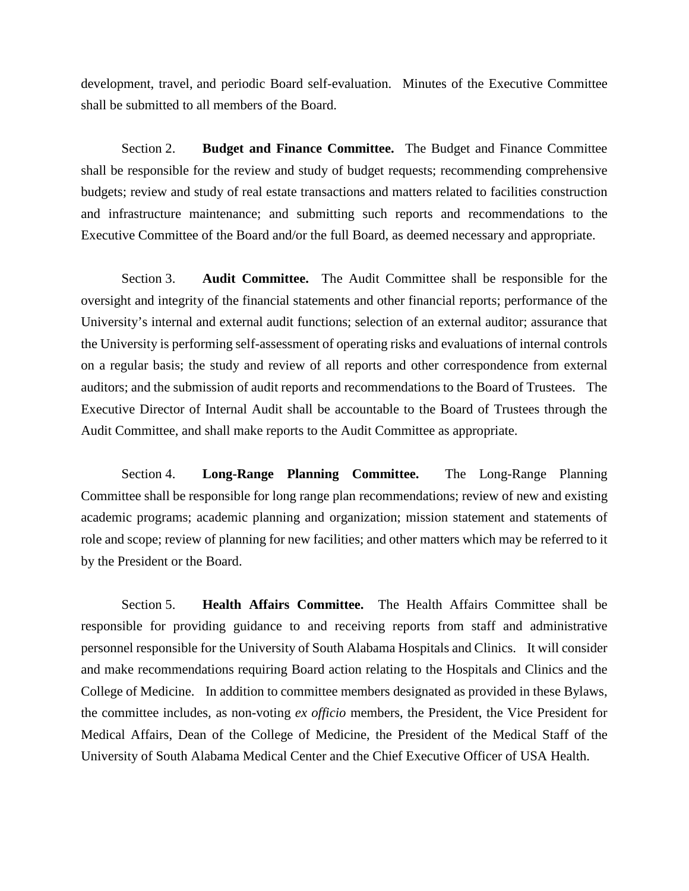development, travel, and periodic Board self-evaluation. Minutes of the Executive Committee shall be submitted to all members of the Board.

Section 2. **Budget and Finance Committee.** The Budget and Finance Committee shall be responsible for the review and study of budget requests; recommending comprehensive budgets; review and study of real estate transactions and matters related to facilities construction and infrastructure maintenance; and submitting such reports and recommendations to the Executive Committee of the Board and/or the full Board, as deemed necessary and appropriate.

Section 3. **Audit Committee.** The Audit Committee shall be responsible for the oversight and integrity of the financial statements and other financial reports; performance of the University's internal and external audit functions; selection of an external auditor; assurance that the University is performing self-assessment of operating risks and evaluations of internal controls on a regular basis; the study and review of all reports and other correspondence from external auditors; and the submission of audit reports and recommendations to the Board of Trustees. The Executive Director of Internal Audit shall be accountable to the Board of Trustees through the Audit Committee, and shall make reports to the Audit Committee as appropriate.

Section 4. **Long-Range Planning Committee.** The Long-Range Planning Committee shall be responsible for long range plan recommendations; review of new and existing academic programs; academic planning and organization; mission statement and statements of role and scope; review of planning for new facilities; and other matters which may be referred to it by the President or the Board.

Section 5. **Health Affairs Committee.** The Health Affairs Committee shall be responsible for providing guidance to and receiving reports from staff and administrative personnel responsible for the University of South Alabama Hospitals and Clinics. It will consider and make recommendations requiring Board action relating to the Hospitals and Clinics and the College of Medicine. In addition to committee members designated as provided in these Bylaws, the committee includes, as non-voting *ex officio* members, the President, the Vice President for Medical Affairs, Dean of the College of Medicine, the President of the Medical Staff of the University of South Alabama Medical Center and the Chief Executive Officer of USA Health.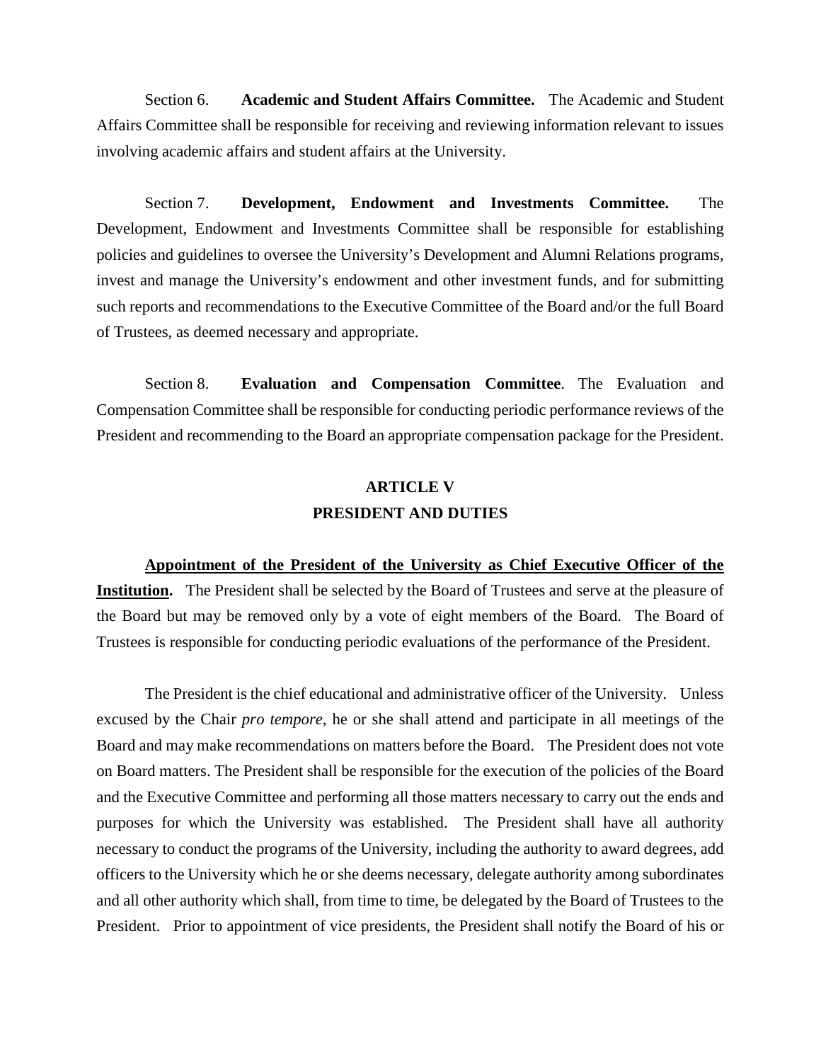Section 6. **Academic and Student Affairs Committee.** The Academic and Student Affairs Committee shall be responsible for receiving and reviewing information relevant to issues involving academic affairs and student affairs at the University.

Section 7. **Development, Endowment and Investments Committee.** The Development, Endowment and Investments Committee shall be responsible for establishing policies and guidelines to oversee the University's Development and Alumni Relations programs, invest and manage the University's endowment and other investment funds, and for submitting such reports and recommendations to the Executive Committee of the Board and/or the full Board of Trustees, as deemed necessary and appropriate.

Section 8. **Evaluation and Compensation Committee**. The Evaluation and Compensation Committee shall be responsible for conducting periodic performance reviews of the President and recommending to the Board an appropriate compensation package for the President.

## ARTICLE V
## PRESIDENT AND DUTIES

**Appointment of the President of the University as Chief Executive Officer of the Institution.** The President shall be selected by the Board of Trustees and serve at the pleasure of the Board but may be removed only by a vote of eight members of the Board. The Board of Trustees is responsible for conducting periodic evaluations of the performance of the President.

The President is the chief educational and administrative officer of the University. Unless excused by the Chair *pro tempore*, he or she shall attend and participate in all meetings of the Board and may make recommendations on matters before the Board. The President does not vote on Board matters. The President shall be responsible for the execution of the policies of the Board and the Executive Committee and performing all those matters necessary to carry out the ends and purposes for which the University was established. The President shall have all authority necessary to conduct the programs of the University, including the authority to award degrees, add officers to the University which he or she deems necessary, delegate authority among subordinates and all other authority which shall, from time to time, be delegated by the Board of Trustees to the President. Prior to appointment of vice presidents, the President shall notify the Board of his or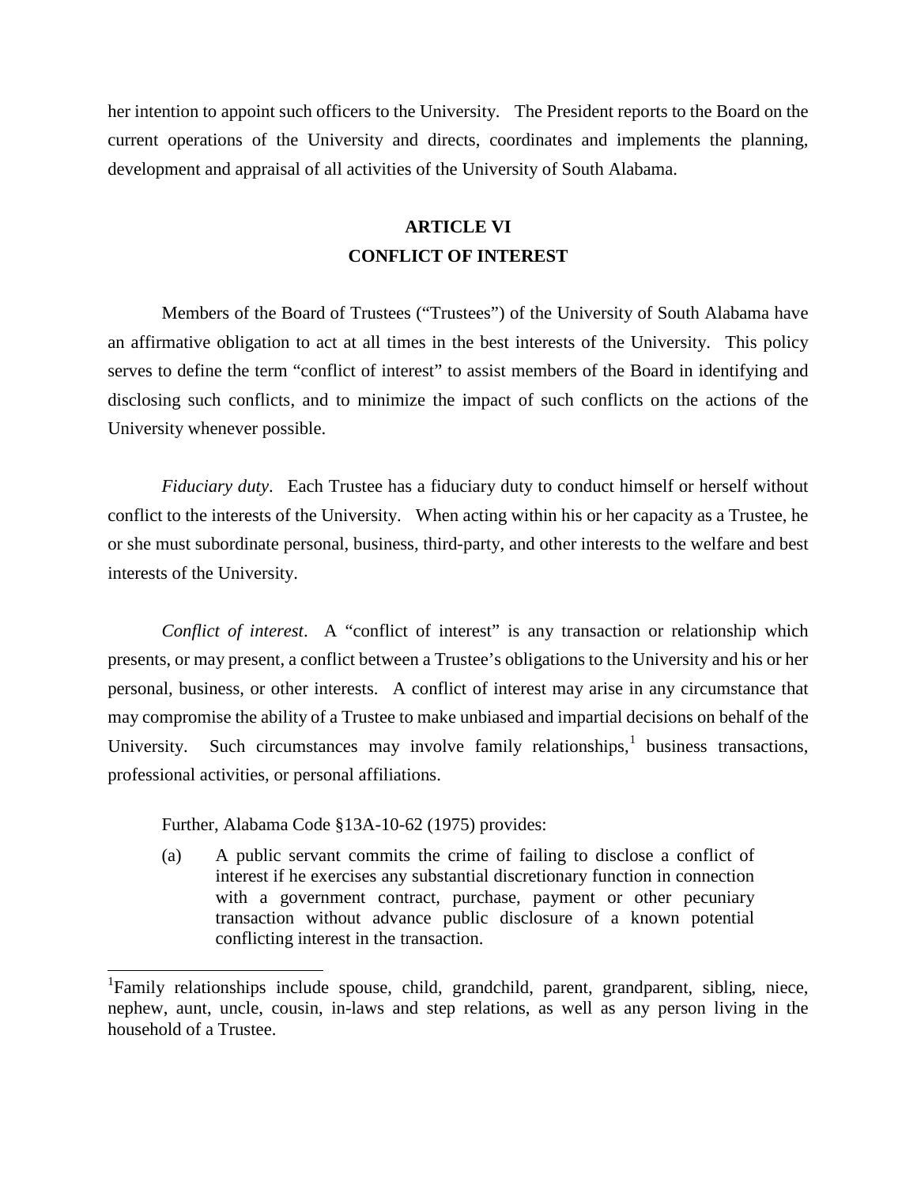her intention to appoint such officers to the University. The President reports to the Board on the current operations of the University and directs, coordinates and implements the planning, development and appraisal of all activities of the University of South Alabama.

## ARTICLE VI
## CONFLICT OF INTEREST

Members of the Board of Trustees ("Trustees") of the University of South Alabama have an affirmative obligation to act at all times in the best interests of the University. This policy serves to define the term "conflict of interest" to assist members of the Board in identifying and disclosing such conflicts, and to minimize the impact of such conflicts on the actions of the University whenever possible.

*Fiduciary duty*. Each Trustee has a fiduciary duty to conduct himself or herself without conflict to the interests of the University. When acting within his or her capacity as a Trustee, he or she must subordinate personal, business, third-party, and other interests to the welfare and best interests of the University.

*Conflict of interest*. A "conflict of interest" is any transaction or relationship which presents, or may present, a conflict between a Trustee's obligations to the University and his or her personal, business, or other interests. A conflict of interest may arise in any circumstance that may compromise the ability of a Trustee to make unbiased and impartial decisions on behalf of the University. Such circumstances may involve family relationships,[1] business transactions, professional activities, or personal affiliations.

Further, Alabama Code §13A-10-62 (1975) provides:

> (a) A public servant commits the crime of failing to disclose a conflict of interest if he exercises any substantial discretionary function in connection with a government contract, purchase, payment or other pecuniary transaction without advance public disclosure of a known potential conflicting interest in the transaction.

---

[1]Family relationships include spouse, child, grandchild, parent, grandparent, sibling, niece, nephew, aunt, uncle, cousin, in-laws and step relations, as well as any person living in the household of a Trustee.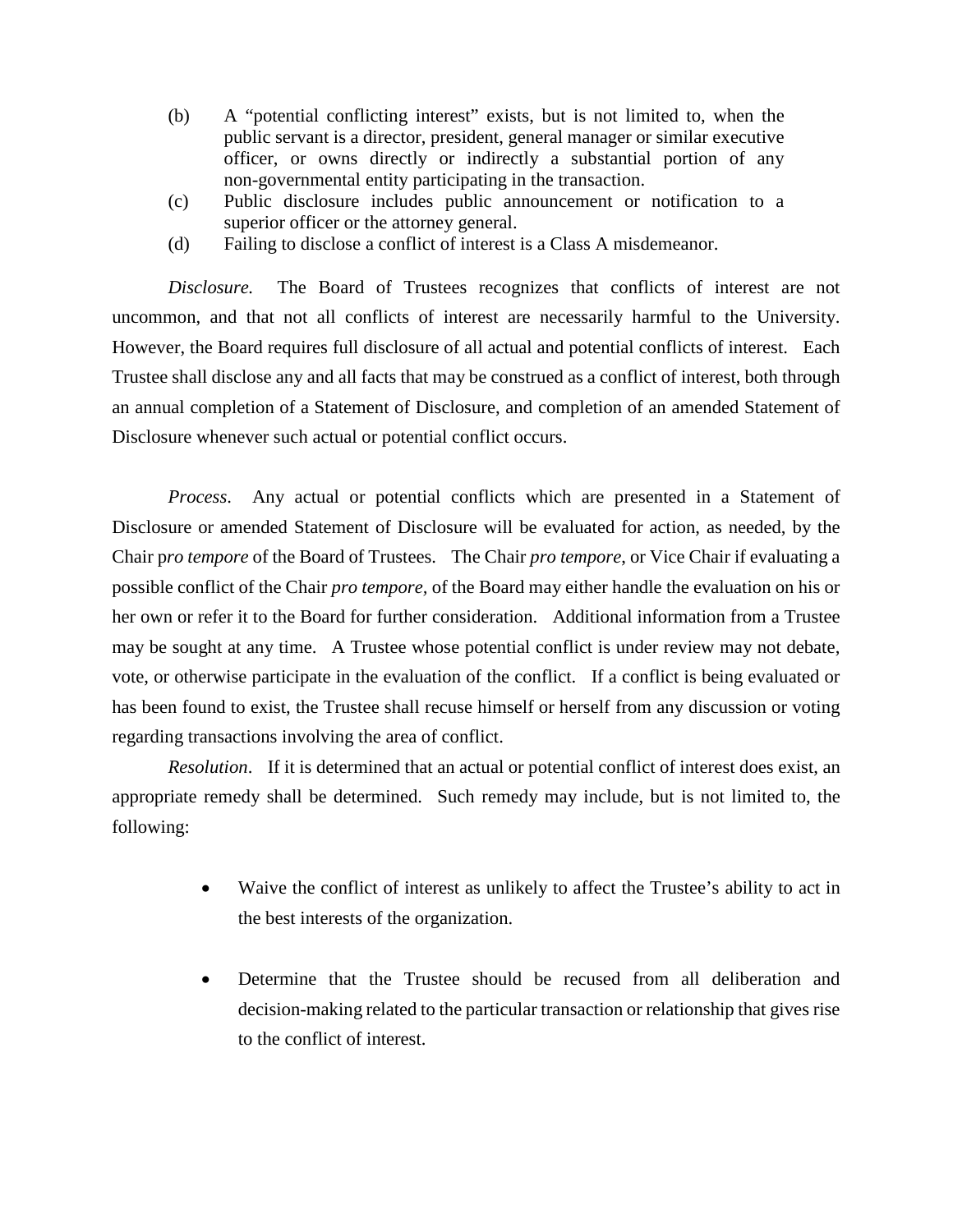(b) A "potential conflicting interest" exists, but is not limited to, when the public servant is a director, president, general manager or similar executive officer, or owns directly or indirectly a substantial portion of any non-governmental entity participating in the transaction.

(c) Public disclosure includes public announcement or notification to a superior officer or the attorney general.

(d) Failing to disclose a conflict of interest is a Class A misdemeanor.

*Disclosure.* The Board of Trustees recognizes that conflicts of interest are not uncommon, and that not all conflicts of interest are necessarily harmful to the University. However, the Board requires full disclosure of all actual and potential conflicts of interest. Each Trustee shall disclose any and all facts that may be construed as a conflict of interest, both through an annual completion of a Statement of Disclosure, and completion of an amended Statement of Disclosure whenever such actual or potential conflict occurs.

*Process*. Any actual or potential conflicts which are presented in a Statement of Disclosure or amended Statement of Disclosure will be evaluated for action, as needed, by the Chair p*ro tempore* of the Board of Trustees. The Chair *pro tempore*, or Vice Chair if evaluating a possible conflict of the Chair *pro tempore*, of the Board may either handle the evaluation on his or her own or refer it to the Board for further consideration. Additional information from a Trustee may be sought at any time. A Trustee whose potential conflict is under review may not debate, vote, or otherwise participate in the evaluation of the conflict. If a conflict is being evaluated or has been found to exist, the Trustee shall recuse himself or herself from any discussion or voting regarding transactions involving the area of conflict.

*Resolution*. If it is determined that an actual or potential conflict of interest does exist, an appropriate remedy shall be determined. Such remedy may include, but is not limited to, the following:

- Waive the conflict of interest as unlikely to affect the Trustee's ability to act in the best interests of the organization.

- Determine that the Trustee should be recused from all deliberation and decision-making related to the particular transaction or relationship that gives rise to the conflict of interest.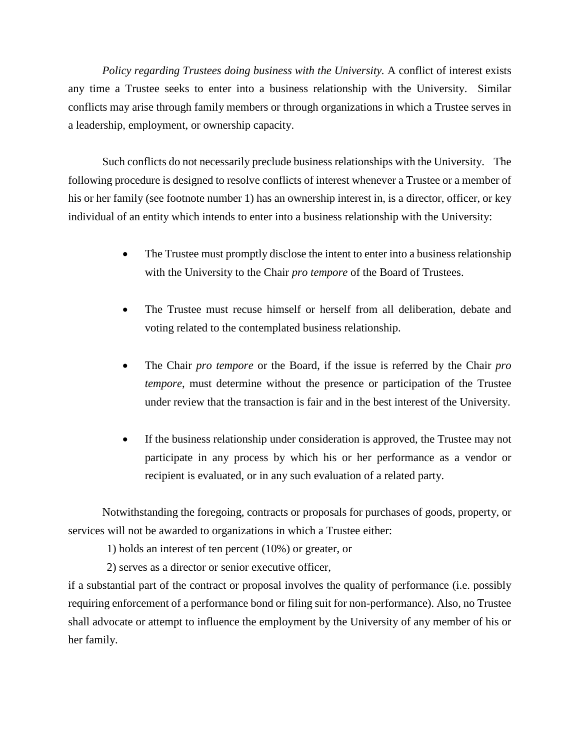*Policy regarding Trustees doing business with the University.* A conflict of interest exists any time a Trustee seeks to enter into a business relationship with the University. Similar conflicts may arise through family members or through organizations in which a Trustee serves in a leadership, employment, or ownership capacity.

Such conflicts do not necessarily preclude business relationships with the University. The following procedure is designed to resolve conflicts of interest whenever a Trustee or a member of his or her family (see footnote number 1) has an ownership interest in, is a director, officer, or key individual of an entity which intends to enter into a business relationship with the University:

- The Trustee must promptly disclose the intent to enter into a business relationship with the University to the Chair *pro tempore* of the Board of Trustees.
- The Trustee must recuse himself or herself from all deliberation, debate and voting related to the contemplated business relationship.
- The Chair *pro tempore* or the Board, if the issue is referred by the Chair *pro tempore*, must determine without the presence or participation of the Trustee under review that the transaction is fair and in the best interest of the University.
- If the business relationship under consideration is approved, the Trustee may not participate in any process by which his or her performance as a vendor or recipient is evaluated, or in any such evaluation of a related party.

Notwithstanding the foregoing, contracts or proposals for purchases of goods, property, or services will not be awarded to organizations in which a Trustee either:

1) holds an interest of ten percent (10%) or greater, or

2) serves as a director or senior executive officer,

if a substantial part of the contract or proposal involves the quality of performance (i.e. possibly requiring enforcement of a performance bond or filing suit for non-performance). Also, no Trustee shall advocate or attempt to influence the employment by the University of any member of his or her family.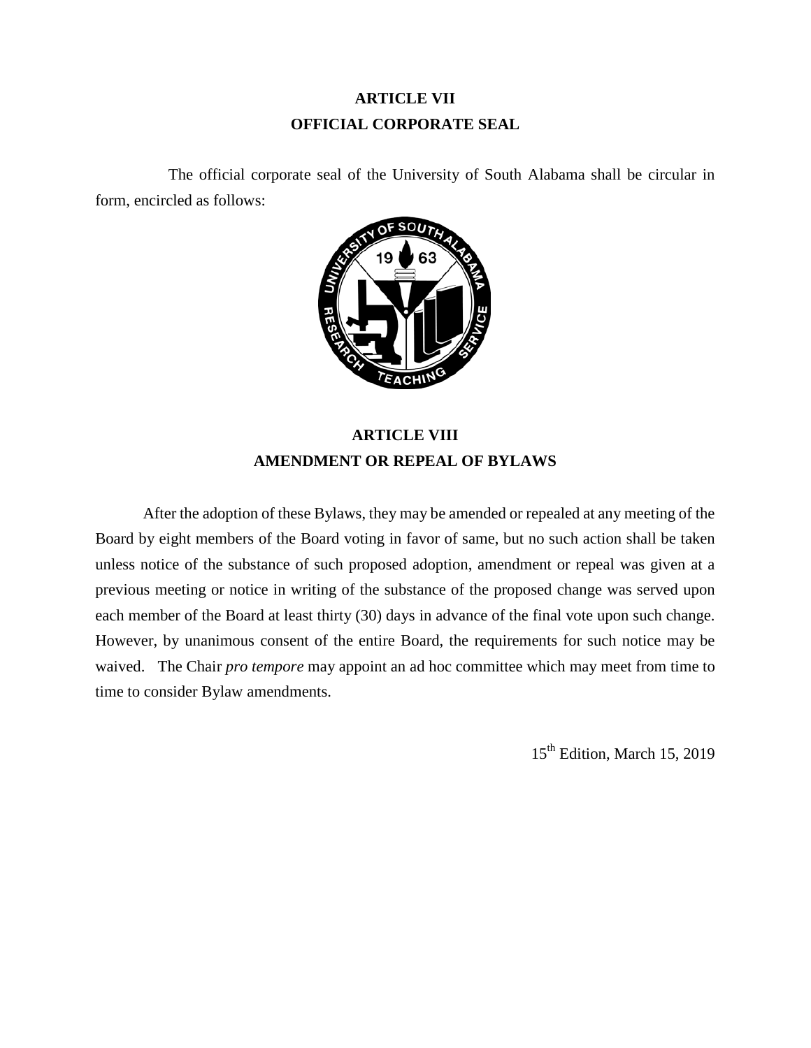## ARTICLE VII
## OFFICIAL CORPORATE SEAL

The official corporate seal of the University of South Alabama shall be circular in form, encircled as follows:

## ARTICLE VIII
## AMENDMENT OR REPEAL OF BYLAWS

After the adoption of these Bylaws, they may be amended or repealed at any meeting of the Board by eight members of the Board voting in favor of same, but no such action shall be taken unless notice of the substance of such proposed adoption, amendment or repeal was given at a previous meeting or notice in writing of the substance of the proposed change was served upon each member of the Board at least thirty (30) days in advance of the final vote upon such change. However, by unanimous consent of the entire Board, the requirements for such notice may be waived. The Chair *pro tempore* may appoint an ad hoc committee which may meet from time to time to consider Bylaw amendments.

15th Edition, March 15, 2019